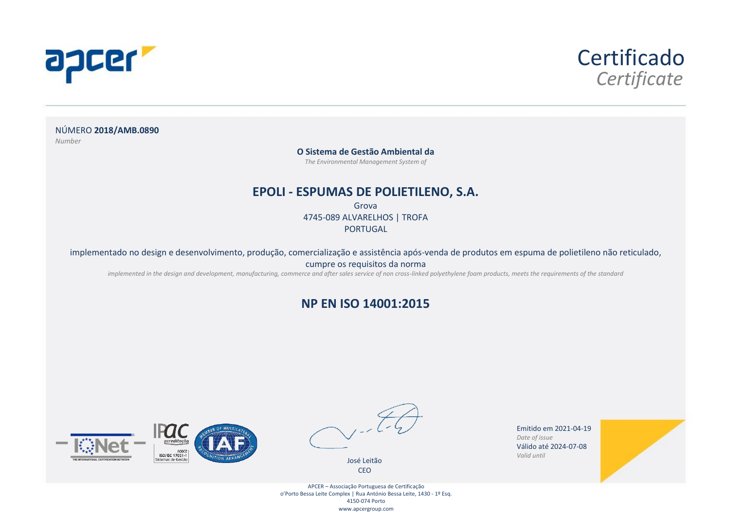# Certificado

*Certificate*

NÚMERO **2018/AMB.0890**

*Number*

**O Sistema de Gestão Ambiental da**

*The Environmental Management System of*

## EPOLI - ESPUMAS DE POLIETILENO, S.A.

Grova

4745-089 ALVARELHOS | TROFA

PORTUGAL

implementado no design e desenvolvimento, produção, comercialização e assistência após-venda de produtos em espuma de polietileno não reticulado, cumpre os requisitos da norma

*implemented in the design and development, manufacturing, commerce and after sales service of non cross-linked polyethylene foam products, meets the requirements of the standard*

## NP EN ISO 14001:2015

José Leitão

CEO

Emitido em 2021-04-19

*Date of issue*

Válido até 2024-07-08

*Valid until*

APCER – Associação Portuguesa de Certificação

o'Porto Bessa Leite Complex | Rua António Bessa Leite, 1430 - 1º Esq.

4150-074 Porto

www.apcergroup.com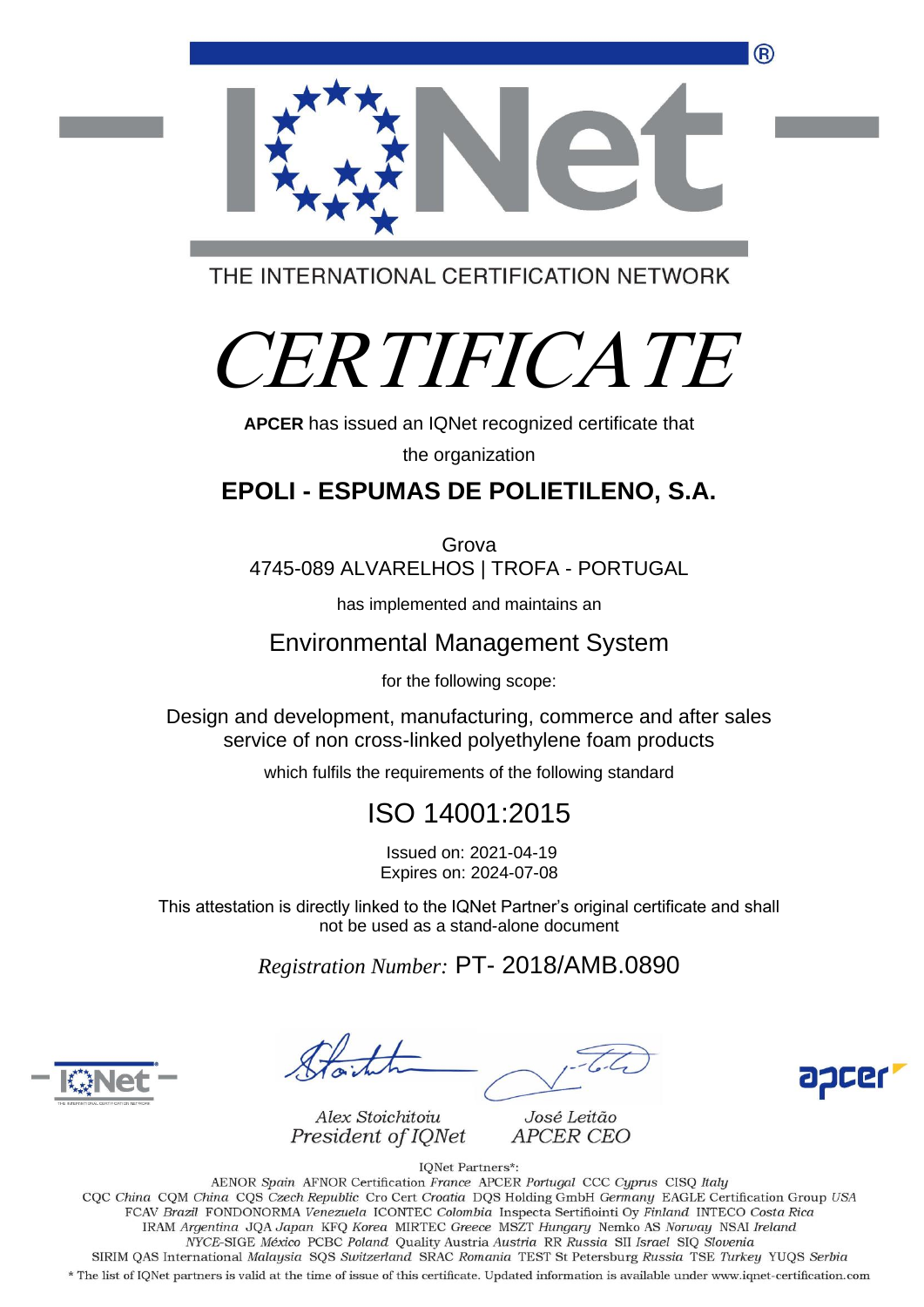THE INTERNATIONAL CERTIFICATION NETWORK

# *CERTIFICATE*

**APCER** has issued an IQNet recognized certificate that

the organization

## EPOLI - ESPUMAS DE POLIETILENO, S.A.

Grova
4745-089 ALVARELHOS | TROFA - PORTUGAL

has implemented and maintains an

### Environmental Management System

for the following scope:

Design and development, manufacturing, commerce and after sales service of non cross-linked polyethylene foam products

which fulfils the requirements of the following standard

### ISO 14001:2015

Issued on: 2021-04-19
Expires on: 2024-07-08

This attestation is directly linked to the IQNet Partner's original certificate and shall not be used as a stand-alone document

*Registration Number:* PT- 2018/AMB.0890

*Alex Stoichitoiu*
*President of IQNet*

*José Leitão*
*APCER CEO*

IQNet Partners*:

AENOR *Spain* AFNOR Certification *France* APCER *Portugal* CCC *Cyprus* CISQ *Italy*
CQC *China* CQM *China* CQS *Czech Republic* Cro Cert *Croatia* DQS Holding GmbH *Germany* EAGLE Certification Group *USA*
FCAV *Brazil* FONDONORMA *Venezuela* ICONTEC *Colombia* Inspecta Sertifiointi Oy *Finland* INTECO *Costa Rica*
IRAM *Argentina* JQA *Japan* KFQ *Korea* MIRTEC *Greece* MSZT *Hungary* Nemko AS *Norway* NSAI *Ireland*
*NYCE*-SIGE *México* PCBC *Poland* Quality Austria *Austria* RR *Russia* SII *Israel* SIQ *Slovenia*
SIRIM QAS International *Malaysia* SQS *Switzerland* SRAC *Romania* TEST St Petersburg *Russia* TSE *Turkey* YUQS *Serbia*

* The list of IQNet partners is valid at the time of issue of this certificate. Updated information is available under www.iqnet-certification.com